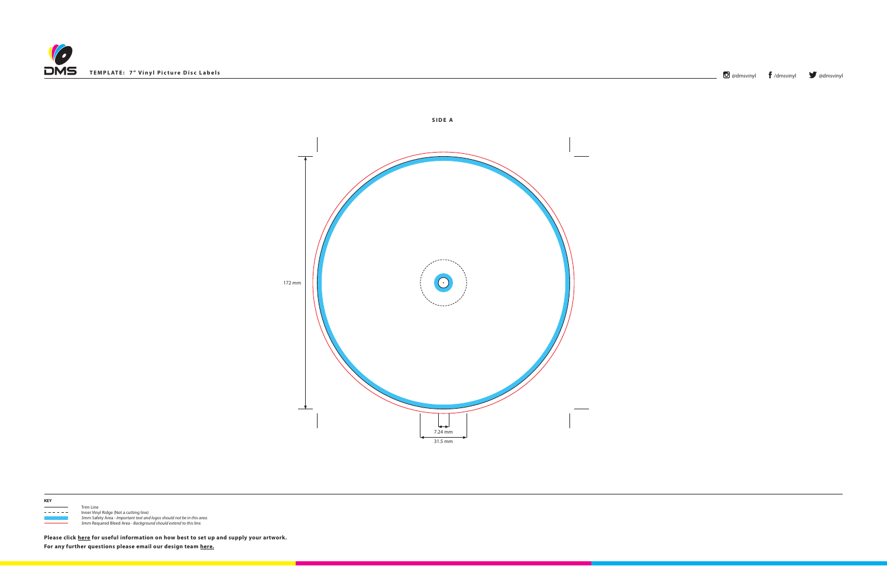**DMS** **TEMPLATE: 7" Vinyl Picture Disc Labels**

@dmsvinyl /dmsvinyl @dmsvinyl

**SIDE A**

172 mm

7.24 mm

31.5 mm

**KEY**

- Trim Line
- Inner Vinyl Ridge (Not a cutting line)
- 3mm Safety Area - *Important text and logos should not be in this area.*
- 3mm Required Bleed Area - *Background should extend to this line.*

**Please click here for useful information on how best to set up and supply your artwork.**

**For any further questions please email our design team here.**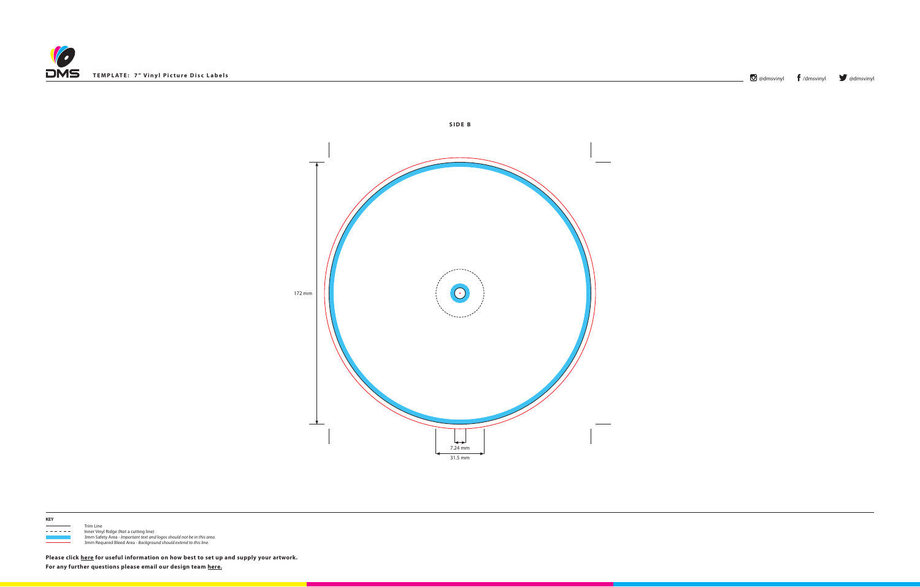DMS

**TEMPLATE: 7" Vinyl Picture Disc Labels**

@dmsvinyl /dmsvinyl @dmsvinyl

**SIDE B**

172 mm

7.24 mm

31.5 mm

**KEY**

Trim Line

Inner Vinyl Ridge (Not a cutting line)

3mm Safety Area - *Important text and logos should not be in this area.*

3mm Required Bleed Area - *Background should extend to this line.*

**Please click here for useful information on how best to set up and supply your artwork.**

**For any further questions please email our design team here.**